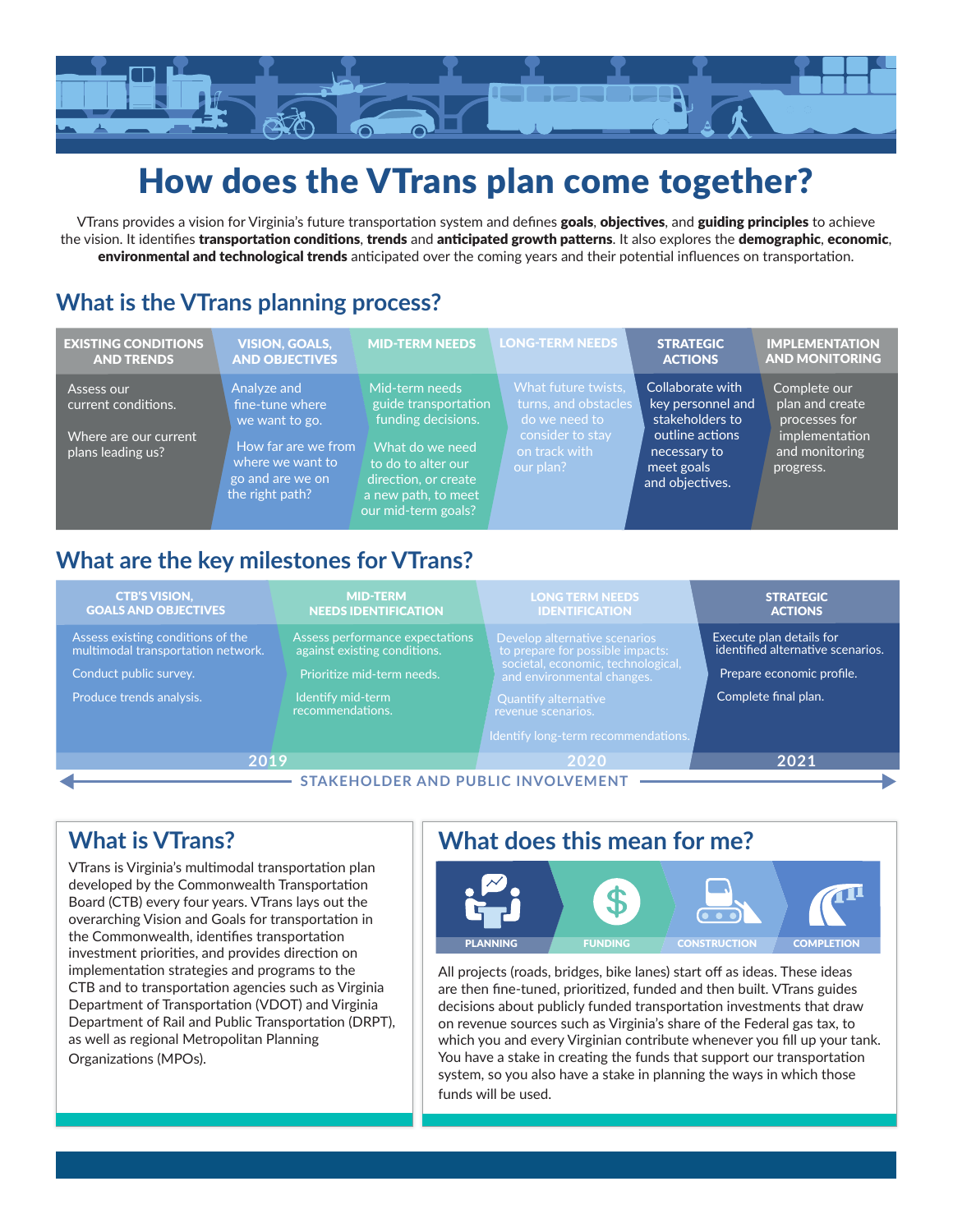# How does the VTrans plan come together?

VTrans provides a vision for Virginia's future transportation system and defines **goals**, **objectives**, and **guiding principles** to achieve the vision. It identifies **transportation conditions**, **trends** and **anticipated growth patterns**. It also explores the **demographic**, **economic**, **environmental and technological trends** anticipated over the coming years and their potential influences on transportation.

## What is the VTrans planning process?

| EXISTING CONDITIONS AND TRENDS | VISION, GOALS, AND OBJECTIVES | MID-TERM NEEDS | LONG-TERM NEEDS | STRATEGIC ACTIONS | IMPLEMENTATION AND MONITORING |
|---|---|---|---|---|---|
| Assess our current conditions.<br><br>Where are our current plans leading us? | Analyze and fine-tune where we want to go.<br><br>How far are we from where we want to go and are we on the right path? | Mid-term needs guide transportation funding decisions.<br><br>What do we need to do to alter our direction, or create a new path, to meet our mid-term goals? | What future twists, turns, and obstacles do we need to consider to stay on track with our plan? | Collaborate with key personnel and stakeholders to outline actions necessary to meet goals and objectives. | Complete our plan and create processes for implementation and monitoring progress. |

## What are the key milestones for VTrans?

| CTB'S VISION, GOALS AND OBJECTIVES | MID-TERM NEEDS IDENTIFICATION | LONG TERM NEEDS IDENTIFICATION | STRATEGIC ACTIONS |
|---|---|---|---|
| Assess existing conditions of the multimodal transportation network.<br><br>Conduct public survey.<br><br>Produce trends analysis. | Assess performance expectations against existing conditions.<br><br>Prioritize mid-term needs.<br><br>Identify mid-term recommendations. | Develop alternative scenarios to prepare for possible impacts: societal, economic, technological, and environmental changes.<br><br>Quantify alternative revenue scenarios.<br><br>Identify long-term recommendations. | Execute plan details for identified alternative scenarios.<br><br>Prepare economic profile.<br><br>Complete final plan. |

2019 — 2020 — 2021

STAKEHOLDER AND PUBLIC INVOLVEMENT

## What is VTrans?

VTrans is Virginia's multimodal transportation plan developed by the Commonwealth Transportation Board (CTB) every four years. VTrans lays out the overarching Vision and Goals for transportation in the Commonwealth, identifies transportation investment priorities, and provides direction on implementation strategies and programs to the CTB and to transportation agencies such as Virginia Department of Transportation (VDOT) and Virginia Department of Rail and Public Transportation (DRPT), as well as regional Metropolitan Planning Organizations (MPOs).

## What does this mean for me?

PLANNING → FUNDING → CONSTRUCTION → COMPLETION

All projects (roads, bridges, bike lanes) start off as ideas. These ideas are then fine-tuned, prioritized, funded and then built. VTrans guides decisions about publicly funded transportation investments that draw on revenue sources such as Virginia's share of the Federal gas tax, to which you and every Virginian contribute whenever you fill up your tank. You have a stake in creating the funds that support our transportation system, so you also have a stake in planning the ways in which those funds will be used.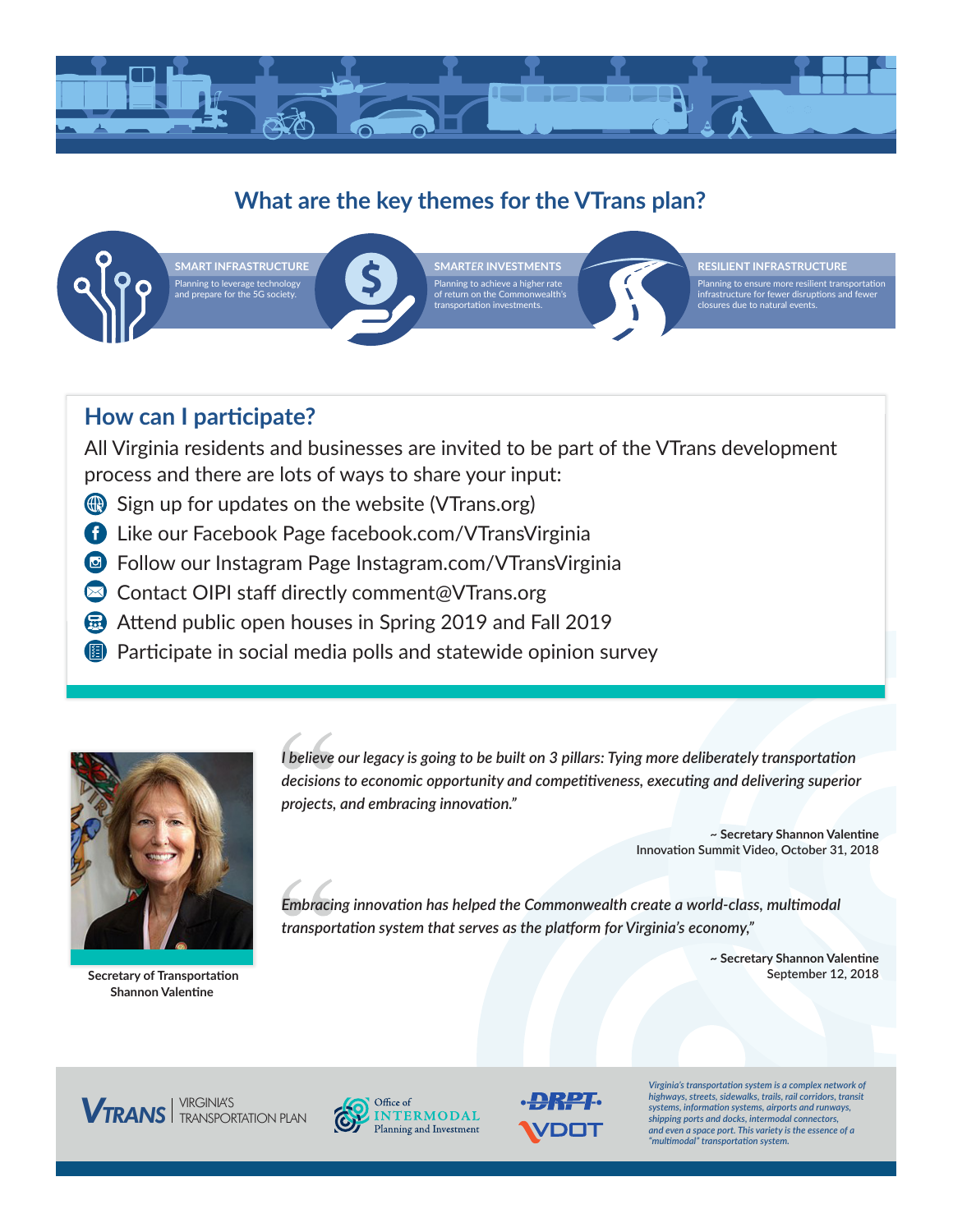## What are the key themes for the VTrans plan?

**SMART INFRASTRUCTURE**
Planning to leverage technology and prepare for the 5G society.

**SMARTER INVESTMENTS**
Planning to achieve a higher rate of return on the Commonwealth's transportation investments.

**RESILIENT INFRASTRUCTURE**
Planning to ensure more resilient transportation infrastructure for fewer disruptions and fewer closures due to natural events.

## How can I participate?

All Virginia residents and businesses are invited to be part of the VTrans development process and there are lots of ways to share your input:

- Sign up for updates on the website (VTrans.org)
- Like our Facebook Page facebook.com/VTransVirginia
- Follow our Instagram Page Instagram.com/VTransVirginia
- Contact OIPI staff directly comment@VTrans.org
- Attend public open houses in Spring 2019 and Fall 2019
- Participate in social media polls and statewide opinion survey

*"I believe our legacy is going to be built on 3 pillars: Tying more deliberately transportation decisions to economic opportunity and competitiveness, executing and delivering superior projects, and embracing innovation."*

**~ Secretary Shannon Valentine**
Innovation Summit Video, October 31, 2018

*"Embracing innovation has helped the Commonwealth create a world-class, multimodal transportation system that serves as the platform for Virginia's economy,"*

**~ Secretary Shannon Valentine**
September 12, 2018

**Secretary of Transportation Shannon Valentine**

VTRANS | VIRGINIA'S TRANSPORTATION PLAN

Office of INTERMODAL Planning and Investment

DRPT

VDOT

*Virginia's transportation system is a complex network of highways, streets, sidewalks, trails, rail corridors, transit systems, information systems, airports and runways, shipping ports and docks, intermodal connectors, and even a space port. This variety is the essence of a "multimodal" transportation system.*